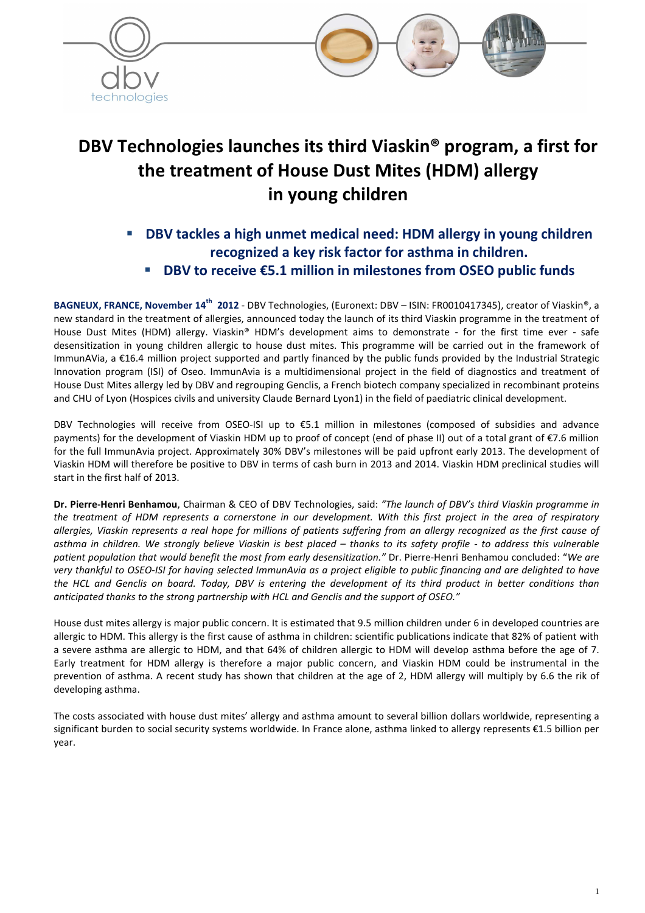# DBV Technologies launches its third Viaskin® program, a first for the treatment of House Dust Mites (HDM) allergy in young children

- **DBV tackles a high unmet medical need: HDM allergy in young children recognized a key risk factor for asthma in children.**
- **DBV to receive €5.1 million in milestones from OSEO public funds**

**BAGNEUX, FRANCE, November 14th 2012** - DBV Technologies, (Euronext: DBV – ISIN: FR0010417345), creator of Viaskin®, a new standard in the treatment of allergies, announced today the launch of its third Viaskin programme in the treatment of House Dust Mites (HDM) allergy. Viaskin® HDM's development aims to demonstrate - for the first time ever - safe desensitization in young children allergic to house dust mites. This programme will be carried out in the framework of ImmunAVia, a €16.4 million project supported and partly financed by the public funds provided by the Industrial Strategic Innovation program (ISI) of Oseo. ImmunAvia is a multidimensional project in the field of diagnostics and treatment of House Dust Mites allergy led by DBV and regrouping Genclis, a French biotech company specialized in recombinant proteins and CHU of Lyon (Hospices civils and university Claude Bernard Lyon1) in the field of paediatric clinical development.

DBV Technologies will receive from OSEO-ISI up to €5.1 million in milestones (composed of subsidies and advance payments) for the development of Viaskin HDM up to proof of concept (end of phase II) out of a total grant of €7.6 million for the full ImmunAvia project. Approximately 30% DBV's milestones will be paid upfront early 2013. The development of Viaskin HDM will therefore be positive to DBV in terms of cash burn in 2013 and 2014. Viaskin HDM preclinical studies will start in the first half of 2013.

**Dr. Pierre-Henri Benhamou**, Chairman & CEO of DBV Technologies, said: *"The launch of DBV's third Viaskin programme in the treatment of HDM represents a cornerstone in our development. With this first project in the area of respiratory allergies, Viaskin represents a real hope for millions of patients suffering from an allergy recognized as the first cause of asthma in children. We strongly believe Viaskin is best placed – thanks to its safety profile - to address this vulnerable patient population that would benefit the most from early desensitization."* Dr. Pierre-Henri Benhamou concluded: "*We are very thankful to OSEO-ISI for having selected ImmunAvia as a project eligible to public financing and are delighted to have the HCL and Genclis on board. Today, DBV is entering the development of its third product in better conditions than anticipated thanks to the strong partnership with HCL and Genclis and the support of OSEO."*

House dust mites allergy is major public concern. It is estimated that 9.5 million children under 6 in developed countries are allergic to HDM. This allergy is the first cause of asthma in children: scientific publications indicate that 82% of patient with a severe asthma are allergic to HDM, and that 64% of children allergic to HDM will develop asthma before the age of 7. Early treatment for HDM allergy is therefore a major public concern, and Viaskin HDM could be instrumental in the prevention of asthma. A recent study has shown that children at the age of 2, HDM allergy will multiply by 6.6 the rik of developing asthma.

The costs associated with house dust mites' allergy and asthma amount to several billion dollars worldwide, representing a significant burden to social security systems worldwide. In France alone, asthma linked to allergy represents €1.5 billion per year.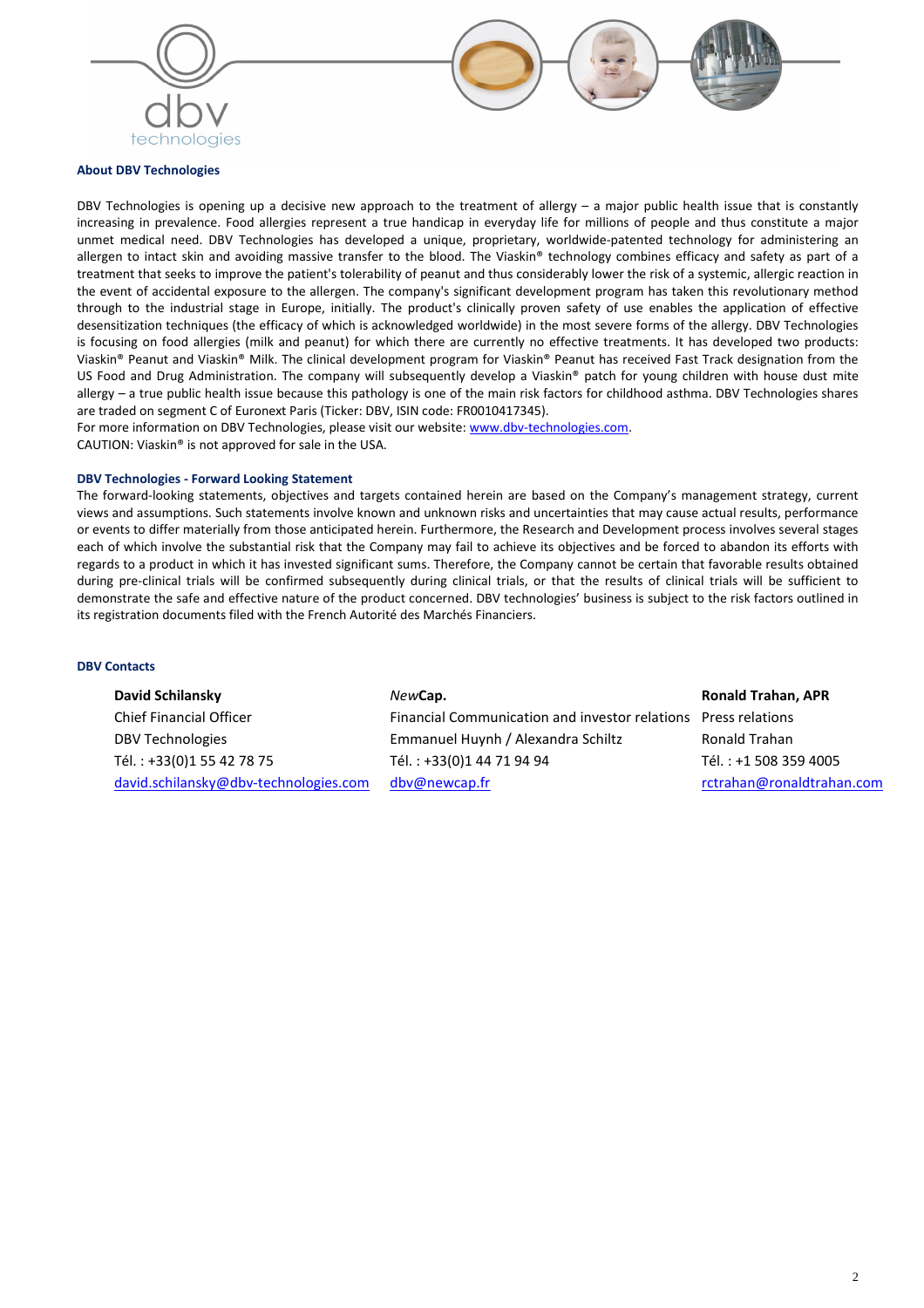### About DBV Technologies

DBV Technologies is opening up a decisive new approach to the treatment of allergy – a major public health issue that is constantly increasing in prevalence. Food allergies represent a true handicap in everyday life for millions of people and thus constitute a major unmet medical need. DBV Technologies has developed a unique, proprietary, worldwide-patented technology for administering an allergen to intact skin and avoiding massive transfer to the blood. The Viaskin® technology combines efficacy and safety as part of a treatment that seeks to improve the patient's tolerability of peanut and thus considerably lower the risk of a systemic, allergic reaction in the event of accidental exposure to the allergen. The company's significant development program has taken this revolutionary method through to the industrial stage in Europe, initially. The product's clinically proven safety of use enables the application of effective desensitization techniques (the efficacy of which is acknowledged worldwide) in the most severe forms of the allergy. DBV Technologies is focusing on food allergies (milk and peanut) for which there are currently no effective treatments. It has developed two products: Viaskin® Peanut and Viaskin® Milk. The clinical development program for Viaskin® Peanut has received Fast Track designation from the US Food and Drug Administration. The company will subsequently develop a Viaskin® patch for young children with house dust mite allergy – a true public health issue because this pathology is one of the main risk factors for childhood asthma. DBV Technologies shares are traded on segment C of Euronext Paris (Ticker: DBV, ISIN code: FR0010417345).
For more information on DBV Technologies, please visit our website: www.dbv-technologies.com.
CAUTION: Viaskin® is not approved for sale in the USA.

### DBV Technologies - Forward Looking Statement

The forward-looking statements, objectives and targets contained herein are based on the Company's management strategy, current views and assumptions. Such statements involve known and unknown risks and uncertainties that may cause actual results, performance or events to differ materially from those anticipated herein. Furthermore, the Research and Development process involves several stages each of which involve the substantial risk that the Company may fail to achieve its objectives and be forced to abandon its efforts with regards to a product in which it has invested significant sums. Therefore, the Company cannot be certain that favorable results obtained during pre-clinical trials will be confirmed subsequently during clinical trials, or that the results of clinical trials will be sufficient to demonstrate the safe and effective nature of the product concerned. DBV technologies' business is subject to the risk factors outlined in its registration documents filed with the French Autorité des Marchés Financiers.

### DBV Contacts

| | | |
|---|---|---|
| **David Schilansky** | *New***Cap.** | **Ronald Trahan, APR** |
| Chief Financial Officer | Financial Communication and investor relations | Press relations |
| DBV Technologies | Emmanuel Huynh / Alexandra Schiltz | Ronald Trahan |
| Tél. : +33(0)1 55 42 78 75 | Tél. : +33(0)1 44 71 94 94 | Tél. : +1 508 359 4005 |
| david.schilansky@dbv-technologies.com | dbv@newcap.fr | rctrahan@ronaldtrahan.com |